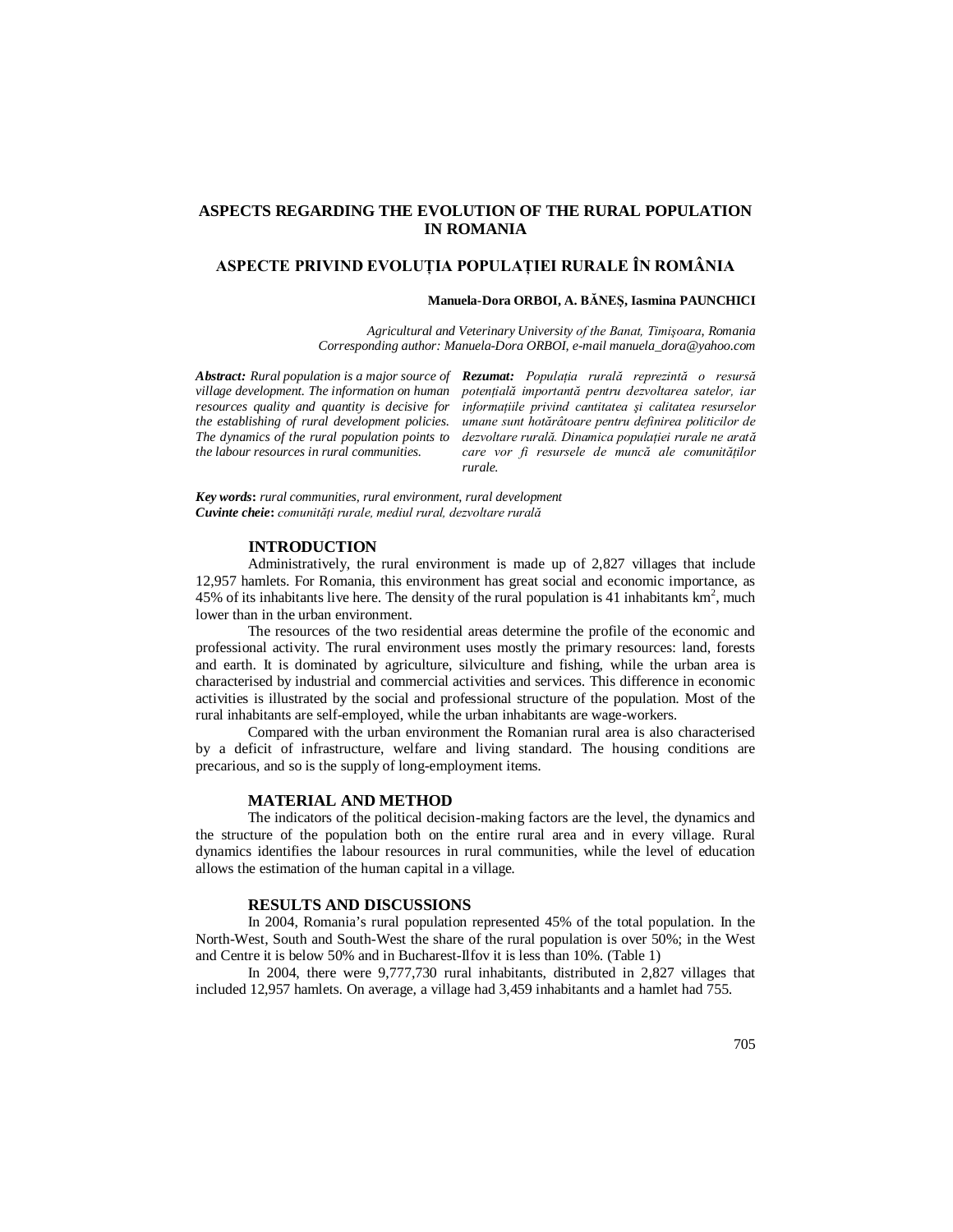# ASPECTS REGARDING THE EVOLUTION OF THE RURAL POPULATION IN ROMANIA

# ASPECTE PRIVIND EVOLUȚIA POPULAȚIEI RURALE ÎN ROMÂNIA

**Manuela-Dora ORBOI, A. BĂNEŞ, Iasmina PAUNCHICI**

*Agricultural and Veterinary University of the Banat, Timişoara, Romania*
*Corresponding author: Manuela-Dora ORBOI, e-mail manuela_dora@yahoo.com*

***Abstract:*** *Rural population is a major source of village development. The information on human resources quality and quantity is decisive for the establishing of rural development policies. The dynamics of the rural population points to the labour resources in rural communities.*

***Rezumat:*** *Populația rurală reprezintă o resursă potențială importantă pentru dezvoltarea satelor, iar informațiile privind cantitatea şi calitatea resurselor umane sunt hotărâtoare pentru definirea politicilor de dezvoltare rurală. Dinamica populației rurale ne arată care vor fi resursele de muncă ale comunităților rurale.*

***Key words*****:** *rural communities, rural environment, rural development*
***Cuvinte cheie*****:** *comunități rurale, mediul rural, dezvoltare rurală*

## INTRODUCTION

Administratively, the rural environment is made up of 2,827 villages that include 12,957 hamlets. For Romania, this environment has great social and economic importance, as 45% of its inhabitants live here. The density of the rural population is 41 inhabitants km$^2$, much lower than in the urban environment.

The resources of the two residential areas determine the profile of the economic and professional activity. The rural environment uses mostly the primary resources: land, forests and earth. It is dominated by agriculture, silviculture and fishing, while the urban area is characterised by industrial and commercial activities and services. This difference in economic activities is illustrated by the social and professional structure of the population. Most of the rural inhabitants are self-employed, while the urban inhabitants are wage-workers.

Compared with the urban environment the Romanian rural area is also characterised by a deficit of infrastructure, welfare and living standard. The housing conditions are precarious, and so is the supply of long-employment items.

## MATERIAL AND METHOD

The indicators of the political decision-making factors are the level, the dynamics and the structure of the population both on the entire rural area and in every village. Rural dynamics identifies the labour resources in rural communities, while the level of education allows the estimation of the human capital in a village.

## RESULTS AND DISCUSSIONS

In 2004, Romania's rural population represented 45% of the total population. In the North-West, South and South-West the share of the rural population is over 50%; in the West and Centre it is below 50% and in Bucharest-Ilfov it is less than 10%. (Table 1)

In 2004, there were 9,777,730 rural inhabitants, distributed in 2,827 villages that included 12,957 hamlets. On average, a village had 3,459 inhabitants and a hamlet had 755.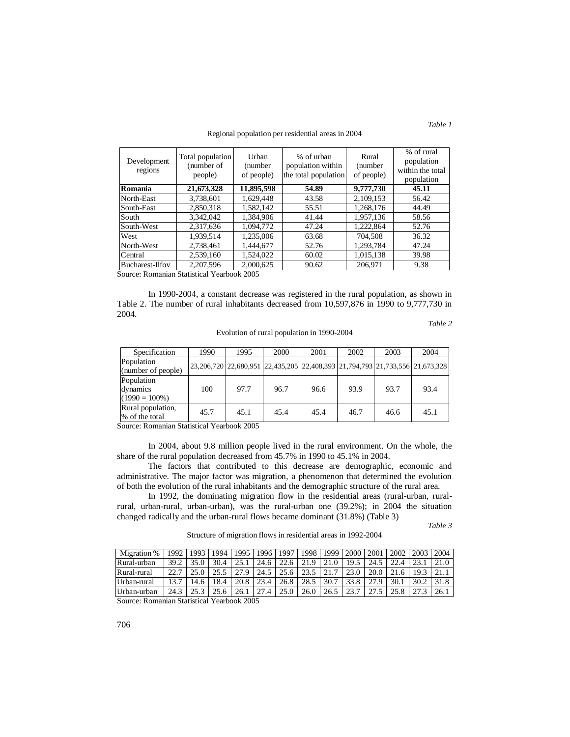*Table 1*

Regional population per residential areas in 2004

| Development regions | Total population (number of people) | Urban (number of people) | % of urban population within the total population | Rural (number of people) | % of rural population within the total population |
|---|---|---|---|---|---|
| **Romania** | **21,673,328** | **11,895,598** | **54.89** | **9,777,730** | **45.11** |
| North-East | 3,738,601 | 1,629,448 | 43.58 | 2,109,153 | 56.42 |
| South-East | 2,850,318 | 1,582,142 | 55.51 | 1,268,176 | 44.49 |
| South | 3,342,042 | 1,384,906 | 41.44 | 1,957,136 | 58.56 |
| South-West | 2,317,636 | 1,094,772 | 47.24 | 1,222,864 | 52.76 |
| West | 1,939,514 | 1,235,006 | 63.68 | 704,508 | 36.32 |
| North-West | 2,738,461 | 1,444,677 | 52.76 | 1,293,784 | 47.24 |
| Central | 2,539,160 | 1,524,022 | 60.02 | 1,015,138 | 39.98 |
| Bucharest-Ilfov | 2,207,596 | 2,000,625 | 90.62 | 206,971 | 9.38 |

Source: Romanian Statistical Yearbook 2005

In 1990-2004, a constant decrease was registered in the rural population, as shown in Table 2. The number of rural inhabitants decreased from 10,597,876 in 1990 to 9,777,730 in 2004.

*Table 2*

Evolution of rural population in 1990-2004

| Specification | 1990 | 1995 | 2000 | 2001 | 2002 | 2003 | 2004 |
|---|---|---|---|---|---|---|---|
| Population (number of people) | 23,206,720 | 22,680,951 | 22,435,205 | 22,408,393 | 21,794,793 | 21,733,556 | 21,673,328 |
| Population dynamics (1990 = 100%) | 100 | 97.7 | 96.7 | 96.6 | 93.9 | 93.7 | 93.4 |
| Rural population, % of the total | 45.7 | 45.1 | 45.4 | 45.4 | 46.7 | 46.6 | 45.1 |

Source: Romanian Statistical Yearbook 2005

In 2004, about 9.8 million people lived in the rural environment. On the whole, the share of the rural population decreased from 45.7% in 1990 to 45.1% in 2004.

The factors that contributed to this decrease are demographic, economic and administrative. The major factor was migration, a phenomenon that determined the evolution of both the evolution of the rural inhabitants and the demographic structure of the rural area.

In 1992, the dominating migration flow in the residential areas (rural-urban, rural-rural, urban-rural, urban-urban), was the rural-urban one (39.2%); in 2004 the situation changed radically and the urban-rural flows became dominant (31.8%) (Table 3)

*Table 3*

Structure of migration flows in residential areas in 1992-2004

| Migration % | 1992 | 1993 | 1994 | 1995 | 1996 | 1997 | 1998 | 1999 | 2000 | 2001 | 2002 | 2003 | 2004 |
|---|---|---|---|---|---|---|---|---|---|---|---|---|---|
| Rural-urban | 39.2 | 35.0 | 30.4 | 25.1 | 24.6 | 22.6 | 21.9 | 21.0 | 19.5 | 24.5 | 22.4 | 23.1 | 21.0 |
| Rural-rural | 22.7 | 25.0 | 25.5 | 27.9 | 24.5 | 25.6 | 23.5 | 21.7 | 23.0 | 20.0 | 21.6 | 19.3 | 21.1 |
| Urban-rural | 13.7 | 14.6 | 18.4 | 20.8 | 23.4 | 26.8 | 28.5 | 30.7 | 33.8 | 27.9 | 30.1 | 30.2 | 31.8 |
| Urban-urban | 24.3 | 25.3 | 25.6 | 26.1 | 27.4 | 25.0 | 26.0 | 26.5 | 23.7 | 27.5 | 25.8 | 27.3 | 26.1 |

Source: Romanian Statistical Yearbook 2005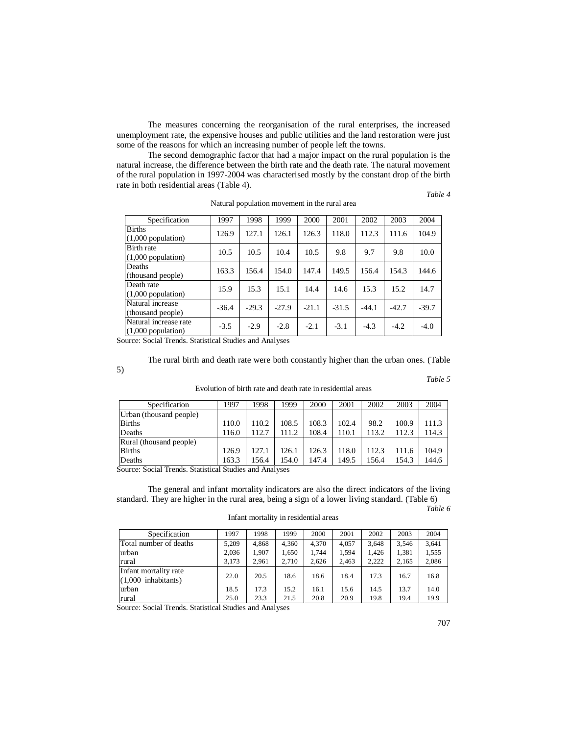The measures concerning the reorganisation of the rural enterprises, the increased unemployment rate, the expensive houses and public utilities and the land restoration were just some of the reasons for which an increasing number of people left the towns.

The second demographic factor that had a major impact on the rural population is the natural increase, the difference between the birth rate and the death rate. The natural movement of the rural population in 1997-2004 was characterised mostly by the constant drop of the birth rate in both residential areas (Table 4).

*Table 4*

Natural population movement in the rural area

| Specification | 1997 | 1998 | 1999 | 2000 | 2001 | 2002 | 2003 | 2004 |
|---|---|---|---|---|---|---|---|---|
| Births (1,000 population) | 126.9 | 127.1 | 126.1 | 126.3 | 118.0 | 112.3 | 111.6 | 104.9 |
| Birth rate (1,000 population) | 10.5 | 10.5 | 10.4 | 10.5 | 9.8 | 9.7 | 9.8 | 10.0 |
| Deaths (thousand people) | 163.3 | 156.4 | 154.0 | 147.4 | 149.5 | 156.4 | 154.3 | 144.6 |
| Death rate (1,000 population) | 15.9 | 15.3 | 15.1 | 14.4 | 14.6 | 15.3 | 15.2 | 14.7 |
| Natural increase (thousand people) | -36.4 | -29.3 | -27.9 | -21.1 | -31.5 | -44.1 | -42.7 | -39.7 |
| Natural increase rate (1,000 population) | -3.5 | -2.9 | -2.8 | -2.1 | -3.1 | -4.3 | -4.2 | -4.0 |

Source: Social Trends. Statistical Studies and Analyses

The rural birth and death rate were both constantly higher than the urban ones. (Table 5)

*Table 5*

Evolution of birth rate and death rate in residential areas

| Specification | 1997 | 1998 | 1999 | 2000 | 2001 | 2002 | 2003 | 2004 |
|---|---|---|---|---|---|---|---|---|
| Urban (thousand people) | | | | | | | | |
| Births | 110.0 | 110.2 | 108.5 | 108.3 | 102.4 | 98.2 | 100.9 | 111.3 |
| Deaths | 116.0 | 112.7 | 111.2 | 108.4 | 110.1 | 113.2 | 112.3 | 114.3 |
| Rural (thousand people) | | | | | | | | |
| Births | 126.9 | 127.1 | 126.1 | 126.3 | 118.0 | 112.3 | 111.6 | 104.9 |
| Deaths | 163.3 | 156.4 | 154.0 | 147.4 | 149.5 | 156.4 | 154.3 | 144.6 |

Source: Social Trends. Statistical Studies and Analyses

The general and infant mortality indicators are also the direct indicators of the living standard. They are higher in the rural area, being a sign of a lower living standard. (Table 6)

*Table 6*

Infant mortality in residential areas

| Specification | 1997 | 1998 | 1999 | 2000 | 2001 | 2002 | 2003 | 2004 |
|---|---|---|---|---|---|---|---|---|
| Total number of deaths | 5,209 | 4,868 | 4,360 | 4,370 | 4,057 | 3,648 | 3,546 | 3,641 |
| urban | 2,036 | 1,907 | 1,650 | 1,744 | 1,594 | 1,426 | 1,381 | 1,555 |
| rural | 3,173 | 2,961 | 2,710 | 2,626 | 2,463 | 2,222 | 2,165 | 2,086 |
| Infant mortality rate (1,000 inhabitants) | 22.0 | 20.5 | 18.6 | 18.6 | 18.4 | 17.3 | 16.7 | 16.8 |
| urban | 18.5 | 17.3 | 15.2 | 16.1 | 15.6 | 14.5 | 13.7 | 14.0 |
| rural | 25.0 | 23.3 | 21.5 | 20.8 | 20.9 | 19.8 | 19.4 | 19.9 |

Source: Social Trends. Statistical Studies and Analyses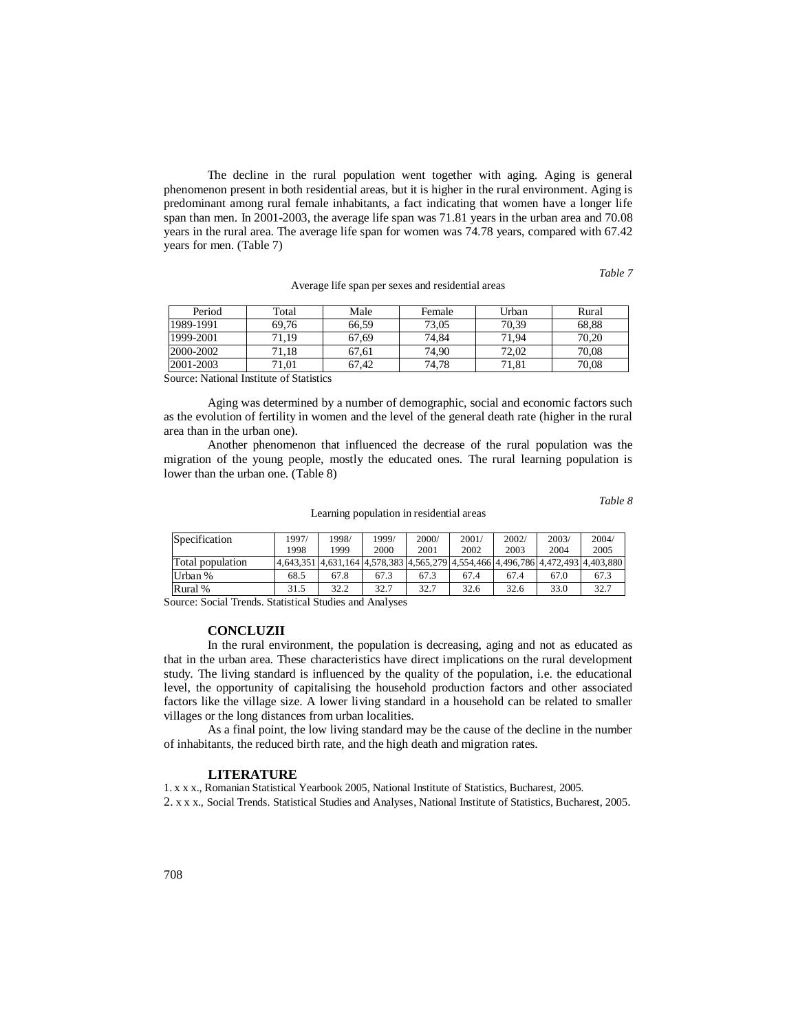The decline in the rural population went together with aging. Aging is general phenomenon present in both residential areas, but it is higher in the rural environment. Aging is predominant among rural female inhabitants, a fact indicating that women have a longer life span than men. In 2001-2003, the average life span was 71.81 years in the urban area and 70.08 years in the rural area. The average life span for women was 74.78 years, compared with 67.42 years for men. (Table 7)

*Table 7*

Average life span per sexes and residential areas

| Period | Total | Male | Female | Urban | Rural |
|---|---|---|---|---|---|
| 1989-1991 | 69,76 | 66,59 | 73,05 | 70,39 | 68,88 |
| 1999-2001 | 71,19 | 67,69 | 74,84 | 71,94 | 70,20 |
| 2000-2002 | 71,18 | 67,61 | 74,90 | 72,02 | 70,08 |
| 2001-2003 | 71,01 | 67,42 | 74,78 | 71,81 | 70,08 |

Source: National Institute of Statistics

Aging was determined by a number of demographic, social and economic factors such as the evolution of fertility in women and the level of the general death rate (higher in the rural area than in the urban one).

Another phenomenon that influenced the decrease of the rural population was the migration of the young people, mostly the educated ones. The rural learning population is lower than the urban one. (Table 8)

*Table 8*

Learning population in residential areas

| Specification | 1997/ 1998 | 1998/ 1999 | 1999/ 2000 | 2000/ 2001 | 2001/ 2002 | 2002/ 2003 | 2003/ 2004 | 2004/ 2005 |
|---|---|---|---|---|---|---|---|---|
| Total population | 4,643,351 | 4,631,164 | 4,578,383 | 4,565,279 | 4,554,466 | 4,496,786 | 4,472,493 | 4,403,880 |
| Urban % | 68.5 | 67.8 | 67.3 | 67.3 | 67.4 | 67.4 | 67.0 | 67.3 |
| Rural % | 31.5 | 32.2 | 32.7 | 32.7 | 32.6 | 32.6 | 33.0 | 32.7 |

Source: Social Trends. Statistical Studies and Analyses

## CONCLUZII

In the rural environment, the population is decreasing, aging and not as educated as that in the urban area. These characteristics have direct implications on the rural development study. The living standard is influenced by the quality of the population, i.e. the educational level, the opportunity of capitalising the household production factors and other associated factors like the village size. A lower living standard in a household can be related to smaller villages or the long distances from urban localities.

As a final point, the low living standard may be the cause of the decline in the number of inhabitants, the reduced birth rate, and the high death and migration rates.

## LITERATURE

1. x x x., Romanian Statistical Yearbook 2005, National Institute of Statistics, Bucharest, 2005.
2. x x x., Social Trends. Statistical Studies and Analyses, National Institute of Statistics, Bucharest, 2005.